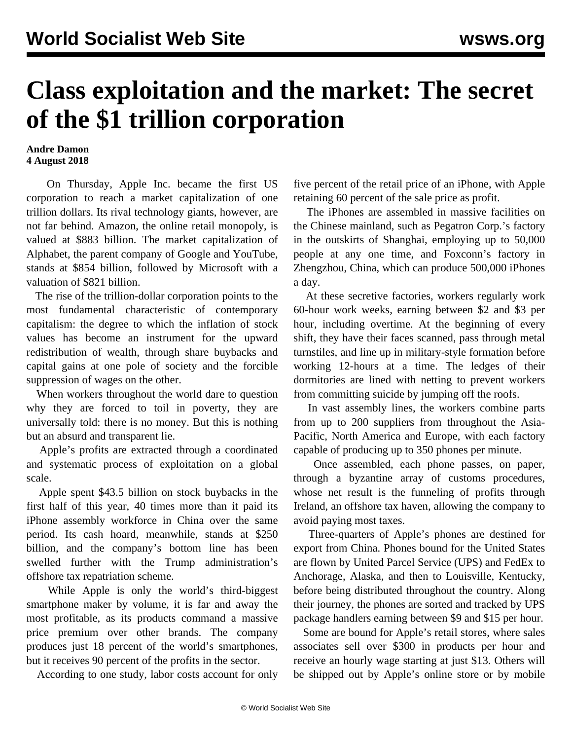# Class exploitation and the market: The secret of the $1 trillion corporation

**Andre Damon**
**4 August 2018**

On Thursday, Apple Inc. became the first US corporation to reach a market capitalization of one trillion dollars. Its rival technology giants, however, are not far behind. Amazon, the online retail monopoly, is valued at $883 billion. The market capitalization of Alphabet, the parent company of Google and YouTube, stands at $854 billion, followed by Microsoft with a valuation of $821 billion.

The rise of the trillion-dollar corporation points to the most fundamental characteristic of contemporary capitalism: the degree to which the inflation of stock values has become an instrument for the upward redistribution of wealth, through share buybacks and capital gains at one pole of society and the forcible suppression of wages on the other.

When workers throughout the world dare to question why they are forced to toil in poverty, they are universally told: there is no money. But this is nothing but an absurd and transparent lie.

Apple's profits are extracted through a coordinated and systematic process of exploitation on a global scale.

Apple spent $43.5 billion on stock buybacks in the first half of this year, 40 times more than it paid its iPhone assembly workforce in China over the same period. Its cash hoard, meanwhile, stands at $250 billion, and the company's bottom line has been swelled further with the Trump administration's offshore tax repatriation scheme.

While Apple is only the world's third-biggest smartphone maker by volume, it is far and away the most profitable, as its products command a massive price premium over other brands. The company produces just 18 percent of the world's smartphones, but it receives 90 percent of the profits in the sector.

According to one study, labor costs account for only five percent of the retail price of an iPhone, with Apple retaining 60 percent of the sale price as profit.

The iPhones are assembled in massive facilities on the Chinese mainland, such as Pegatron Corp.'s factory in the outskirts of Shanghai, employing up to 50,000 people at any one time, and Foxconn's factory in Zhengzhou, China, which can produce 500,000 iPhones a day.

At these secretive factories, workers regularly work 60-hour work weeks, earning between $2 and $3 per hour, including overtime. At the beginning of every shift, they have their faces scanned, pass through metal turnstiles, and line up in military-style formation before working 12-hours at a time. The ledges of their dormitories are lined with netting to prevent workers from committing suicide by jumping off the roofs.

In vast assembly lines, the workers combine parts from up to 200 suppliers from throughout the Asia-Pacific, North America and Europe, with each factory capable of producing up to 350 phones per minute.

Once assembled, each phone passes, on paper, through a byzantine array of customs procedures, whose net result is the funneling of profits through Ireland, an offshore tax haven, allowing the company to avoid paying most taxes.

Three-quarters of Apple's phones are destined for export from China. Phones bound for the United States are flown by United Parcel Service (UPS) and FedEx to Anchorage, Alaska, and then to Louisville, Kentucky, before being distributed throughout the country. Along their journey, the phones are sorted and tracked by UPS package handlers earning between $9 and $15 per hour.

Some are bound for Apple's retail stores, where sales associates sell over $300 in products per hour and receive an hourly wage starting at just $13. Others will be shipped out by Apple's online store or by mobile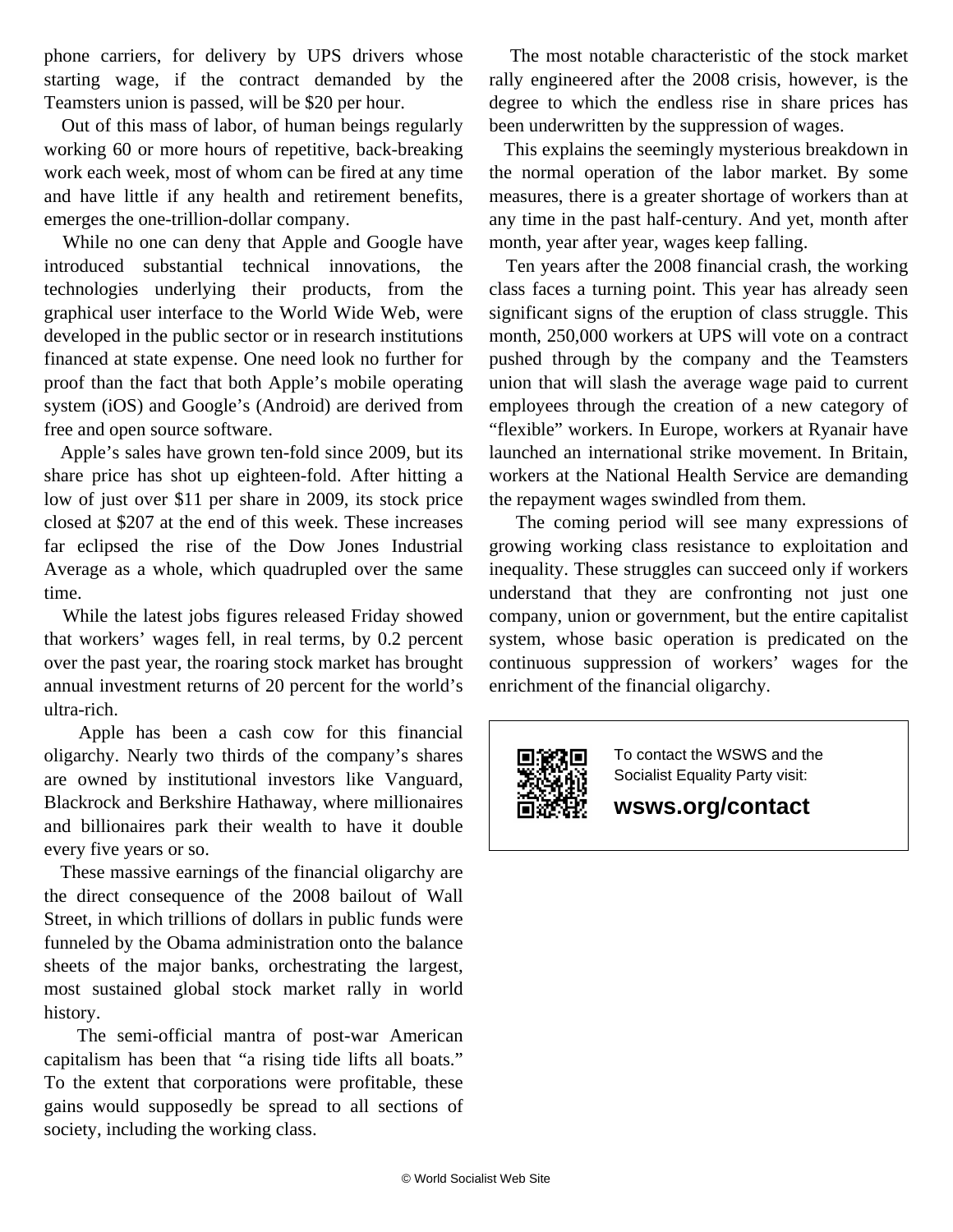phone carriers, for delivery by UPS drivers whose starting wage, if the contract demanded by the Teamsters union is passed, will be $20 per hour.

Out of this mass of labor, of human beings regularly working 60 or more hours of repetitive, back-breaking work each week, most of whom can be fired at any time and have little if any health and retirement benefits, emerges the one-trillion-dollar company.

While no one can deny that Apple and Google have introduced substantial technical innovations, the technologies underlying their products, from the graphical user interface to the World Wide Web, were developed in the public sector or in research institutions financed at state expense. One need look no further for proof than the fact that both Apple's mobile operating system (iOS) and Google's (Android) are derived from free and open source software.

Apple's sales have grown ten-fold since 2009, but its share price has shot up eighteen-fold. After hitting a low of just over $11 per share in 2009, its stock price closed at $207 at the end of this week. These increases far eclipsed the rise of the Dow Jones Industrial Average as a whole, which quadrupled over the same time.

While the latest jobs figures released Friday showed that workers' wages fell, in real terms, by 0.2 percent over the past year, the roaring stock market has brought annual investment returns of 20 percent for the world's ultra-rich.

Apple has been a cash cow for this financial oligarchy. Nearly two thirds of the company's shares are owned by institutional investors like Vanguard, Blackrock and Berkshire Hathaway, where millionaires and billionaires park their wealth to have it double every five years or so.

These massive earnings of the financial oligarchy are the direct consequence of the 2008 bailout of Wall Street, in which trillions of dollars in public funds were funneled by the Obama administration onto the balance sheets of the major banks, orchestrating the largest, most sustained global stock market rally in world history.

The semi-official mantra of post-war American capitalism has been that "a rising tide lifts all boats." To the extent that corporations were profitable, these gains would supposedly be spread to all sections of society, including the working class.

The most notable characteristic of the stock market rally engineered after the 2008 crisis, however, is the degree to which the endless rise in share prices has been underwritten by the suppression of wages.

This explains the seemingly mysterious breakdown in the normal operation of the labor market. By some measures, there is a greater shortage of workers than at any time in the past half-century. And yet, month after month, year after year, wages keep falling.

Ten years after the 2008 financial crash, the working class faces a turning point. This year has already seen significant signs of the eruption of class struggle. This month, 250,000 workers at UPS will vote on a contract pushed through by the company and the Teamsters union that will slash the average wage paid to current employees through the creation of a new category of "flexible" workers. In Europe, workers at Ryanair have launched an international strike movement. In Britain, workers at the National Health Service are demanding the repayment wages swindled from them.

The coming period will see many expressions of growing working class resistance to exploitation and inequality. These struggles can succeed only if workers understand that they are confronting not just one company, union or government, but the entire capitalist system, whose basic operation is predicated on the continuous suppression of workers' wages for the enrichment of the financial oligarchy.

To contact the WSWS and the Socialist Equality Party visit:

**wsws.org/contact**